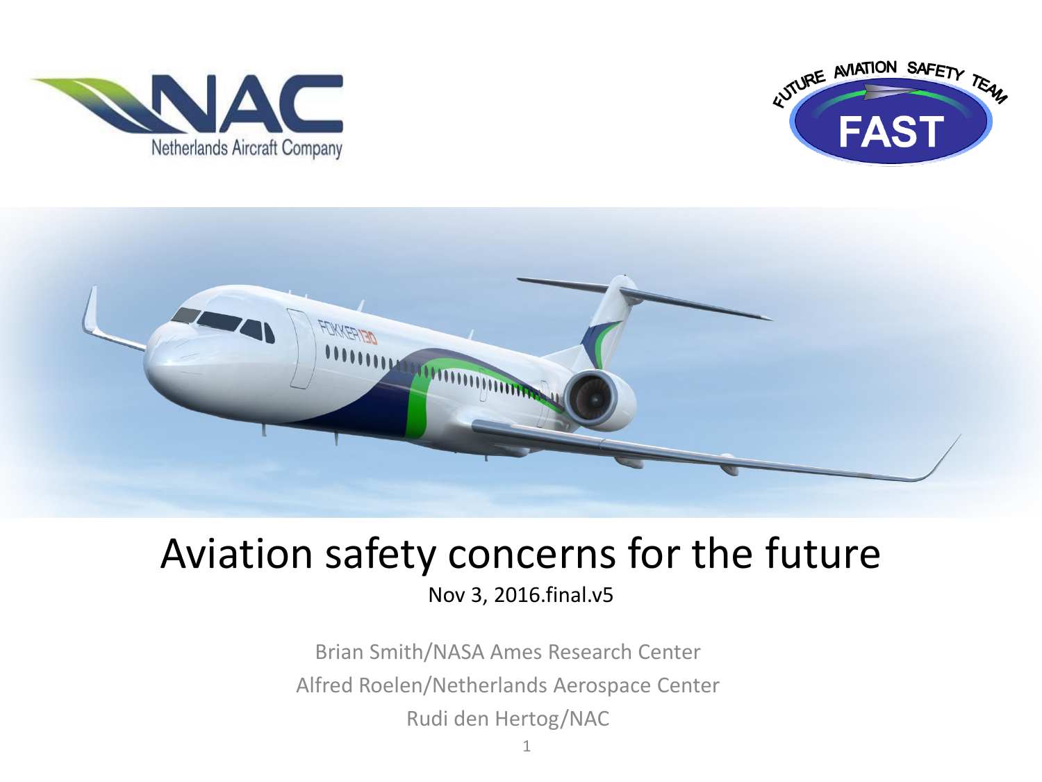# Aviation safety concerns for the future

Nov 3, 2016.final.v5

Brian Smith/NASA Ames Research Center

Alfred Roelen/Netherlands Aerospace Center

Rudi den Hertog/NAC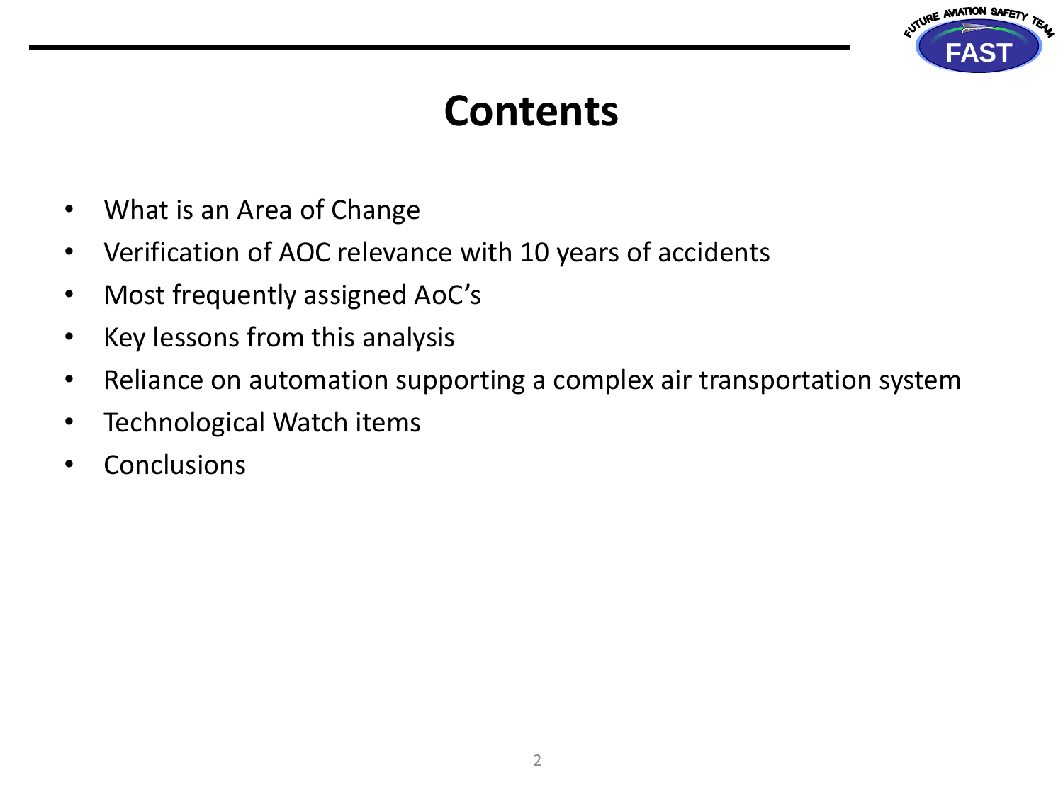# Contents

- What is an Area of Change
- Verification of AOC relevance with 10 years of accidents
- Most frequently assigned AoC's
- Key lessons from this analysis
- Reliance on automation supporting a complex air transportation system
- Technological Watch items
- Conclusions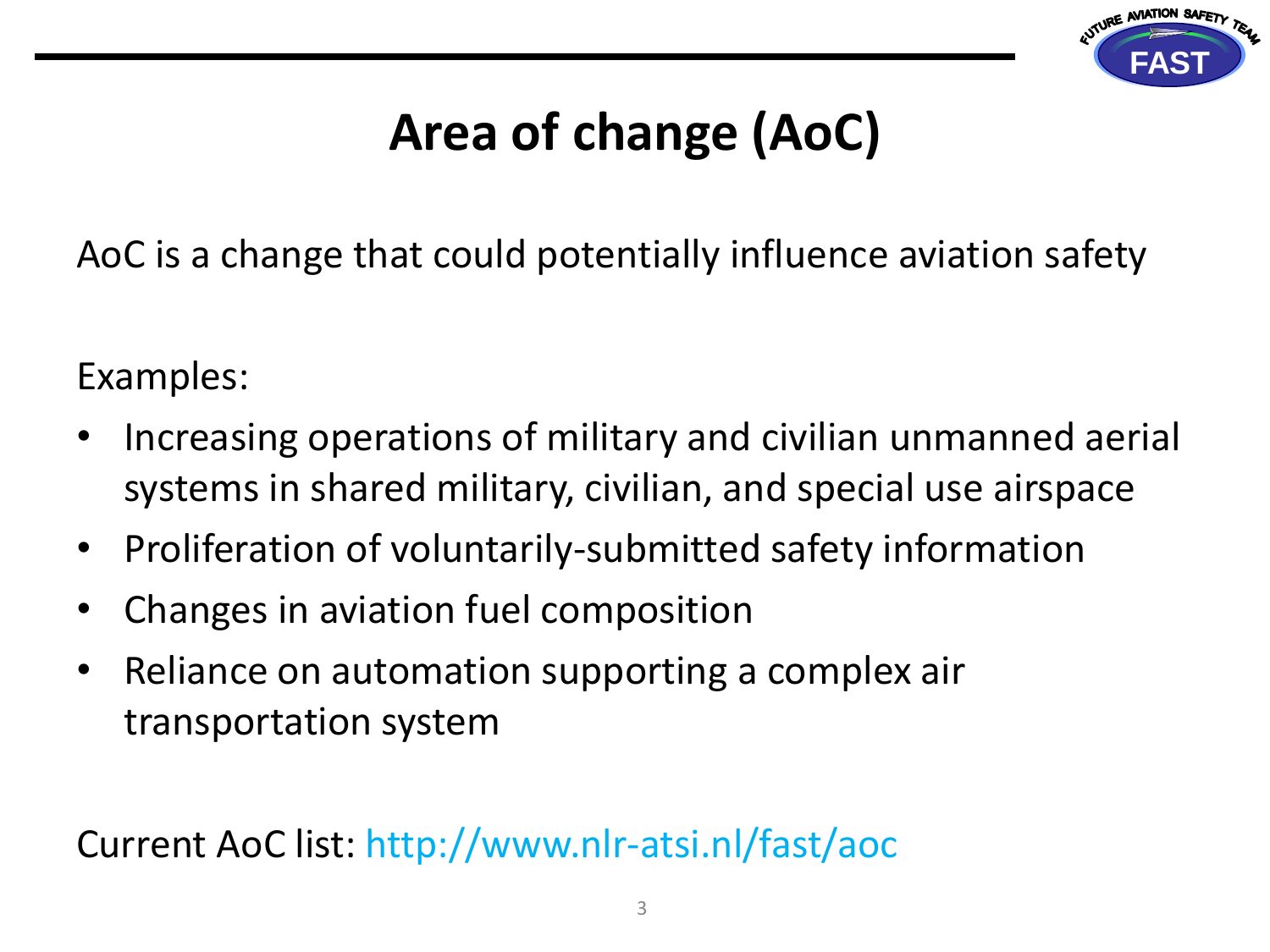# Area of change (AoC)

AoC is a change that could potentially influence aviation safety

Examples:

- Increasing operations of military and civilian unmanned aerial systems in shared military, civilian, and special use airspace
- Proliferation of voluntarily-submitted safety information
- Changes in aviation fuel composition
- Reliance on automation supporting a complex air transportation system

Current AoC list: http://www.nlr-atsi.nl/fast/aoc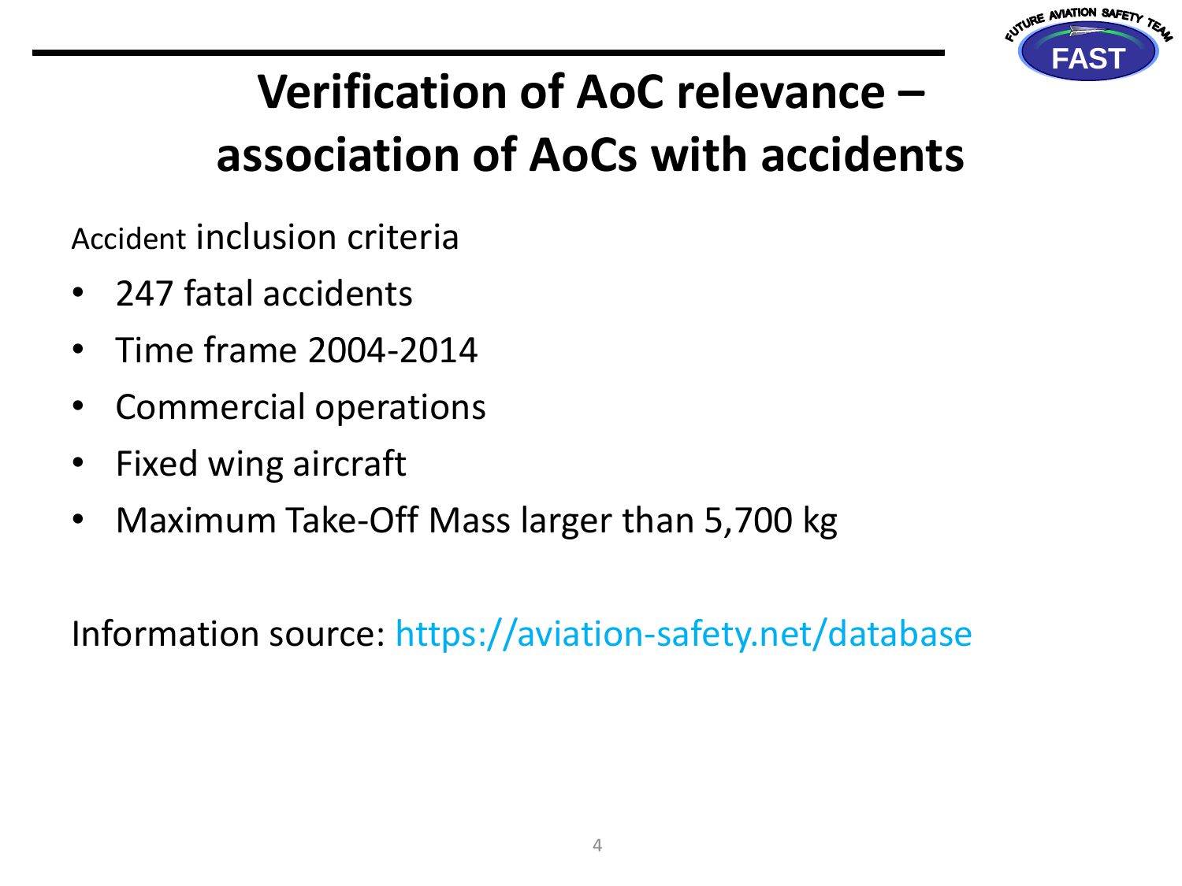# Verification of AoC relevance – association of AoCs with accidents

Accident inclusion criteria

- 247 fatal accidents
- Time frame 2004-2014
- Commercial operations
- Fixed wing aircraft
- Maximum Take-Off Mass larger than 5,700 kg

Information source: https://aviation-safety.net/database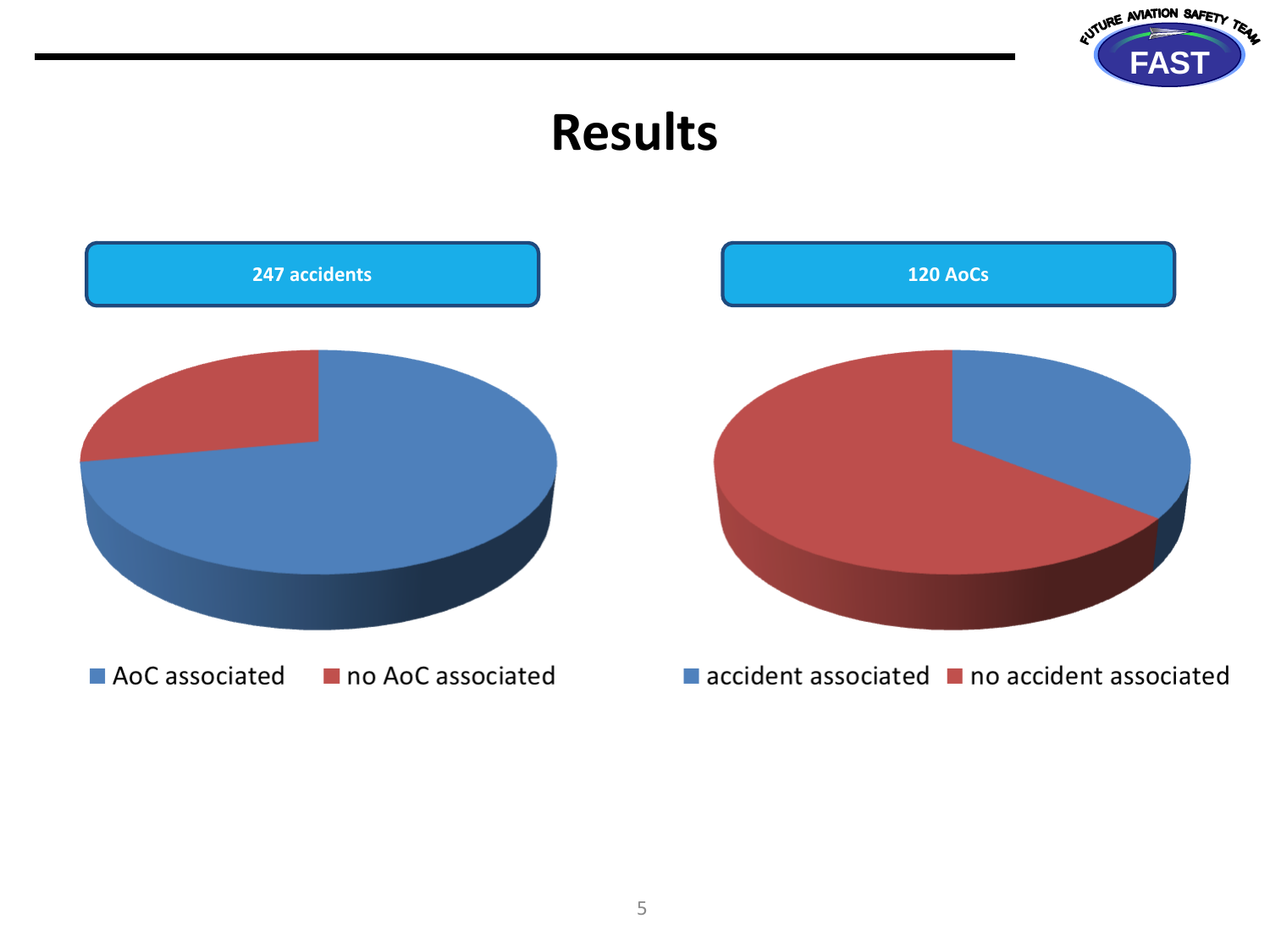# Results

**247 accidents**

- AoC associated
- no AoC associated

**120 AoCs**

- accident associated
- no accident associated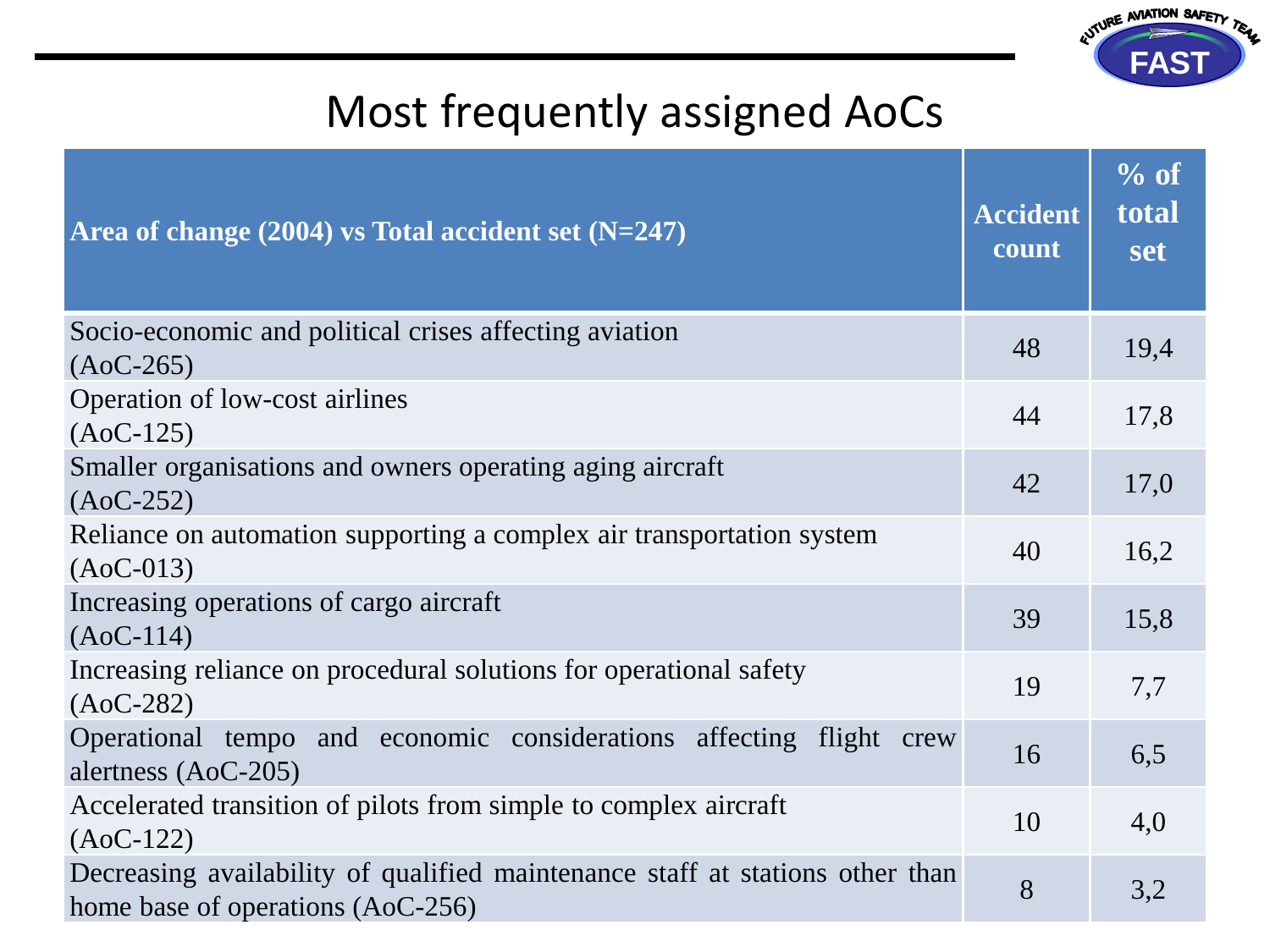# Most frequently assigned AoCs

| Area of change (2004) vs Total accident set (N=247) | Accident count | % of total set |
|---|---|---|
| Socio-economic and political crises affecting aviation (AoC-265) | 48 | 19,4 |
| Operation of low-cost airlines (AoC-125) | 44 | 17,8 |
| Smaller organisations and owners operating aging aircraft (AoC-252) | 42 | 17,0 |
| Reliance on automation supporting a complex air transportation system (AoC-013) | 40 | 16,2 |
| Increasing operations of cargo aircraft (AoC-114) | 39 | 15,8 |
| Increasing reliance on procedural solutions for operational safety (AoC-282) | 19 | 7,7 |
| Operational tempo and economic considerations affecting flight crew alertness (AoC-205) | 16 | 6,5 |
| Accelerated transition of pilots from simple to complex aircraft (AoC-122) | 10 | 4,0 |
| Decreasing availability of qualified maintenance staff at stations other than home base of operations (AoC-256) | 8 | 3,2 |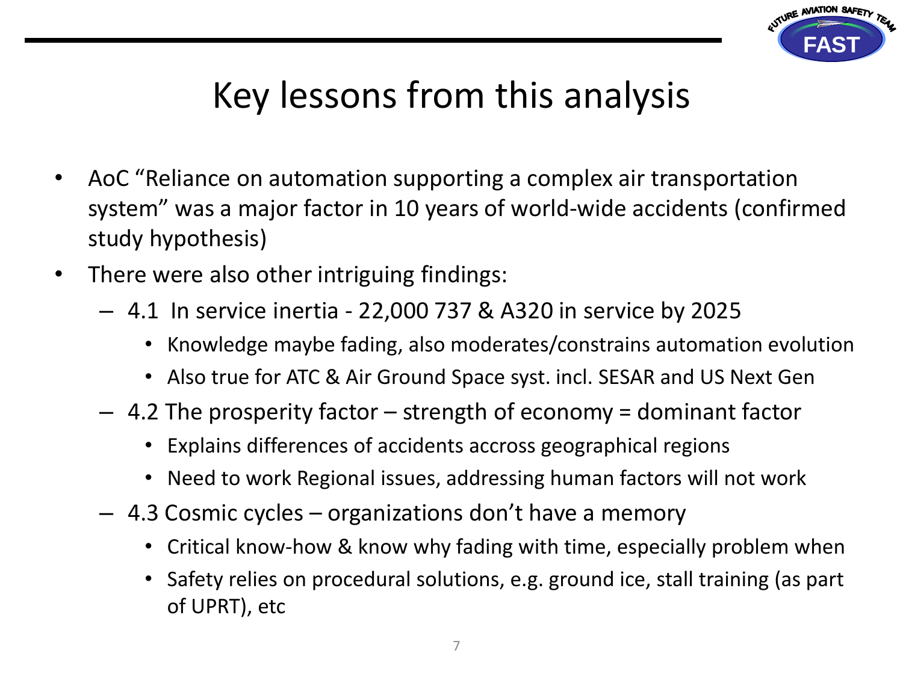# Key lessons from this analysis

- AoC "Reliance on automation supporting a complex air transportation system" was a major factor in 10 years of world-wide accidents (confirmed study hypothesis)
- There were also other intriguing findings:
  - 4.1 In service inertia - 22,000 737 & A320 in service by 2025
    - Knowledge maybe fading, also moderates/constrains automation evolution
    - Also true for ATC & Air Ground Space syst. incl. SESAR and US Next Gen
  - 4.2 The prosperity factor – strength of economy = dominant factor
    - Explains differences of accidents accross geographical regions
    - Need to work Regional issues, addressing human factors will not work
  - 4.3 Cosmic cycles – organizations don't have a memory
    - Critical know-how & know why fading with time, especially problem when
    - Safety relies on procedural solutions, e.g. ground ice, stall training (as part of UPRT), etc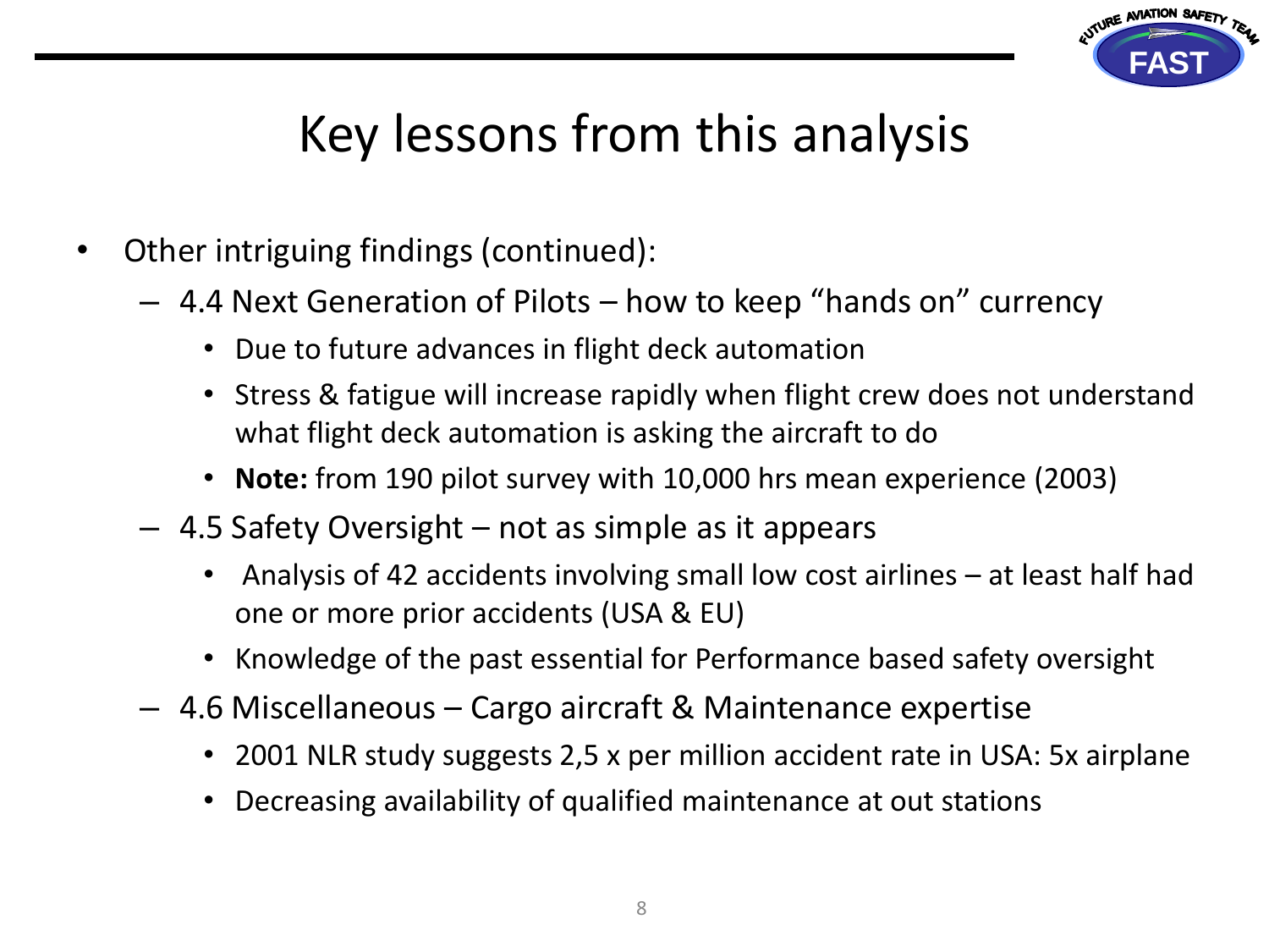# Key lessons from this analysis

- Other intriguing findings (continued):
  - 4.4 Next Generation of Pilots – how to keep "hands on" currency
    - Due to future advances in flight deck automation
    - Stress & fatigue will increase rapidly when flight crew does not understand what flight deck automation is asking the aircraft to do
    - **Note:** from 190 pilot survey with 10,000 hrs mean experience (2003)
  - 4.5 Safety Oversight – not as simple as it appears
    - Analysis of 42 accidents involving small low cost airlines – at least half had one or more prior accidents (USA & EU)
    - Knowledge of the past essential for Performance based safety oversight
  - 4.6 Miscellaneous – Cargo aircraft & Maintenance expertise
    - 2001 NLR study suggests 2,5 x per million accident rate in USA: 5x airplane
    - Decreasing availability of qualified maintenance at out stations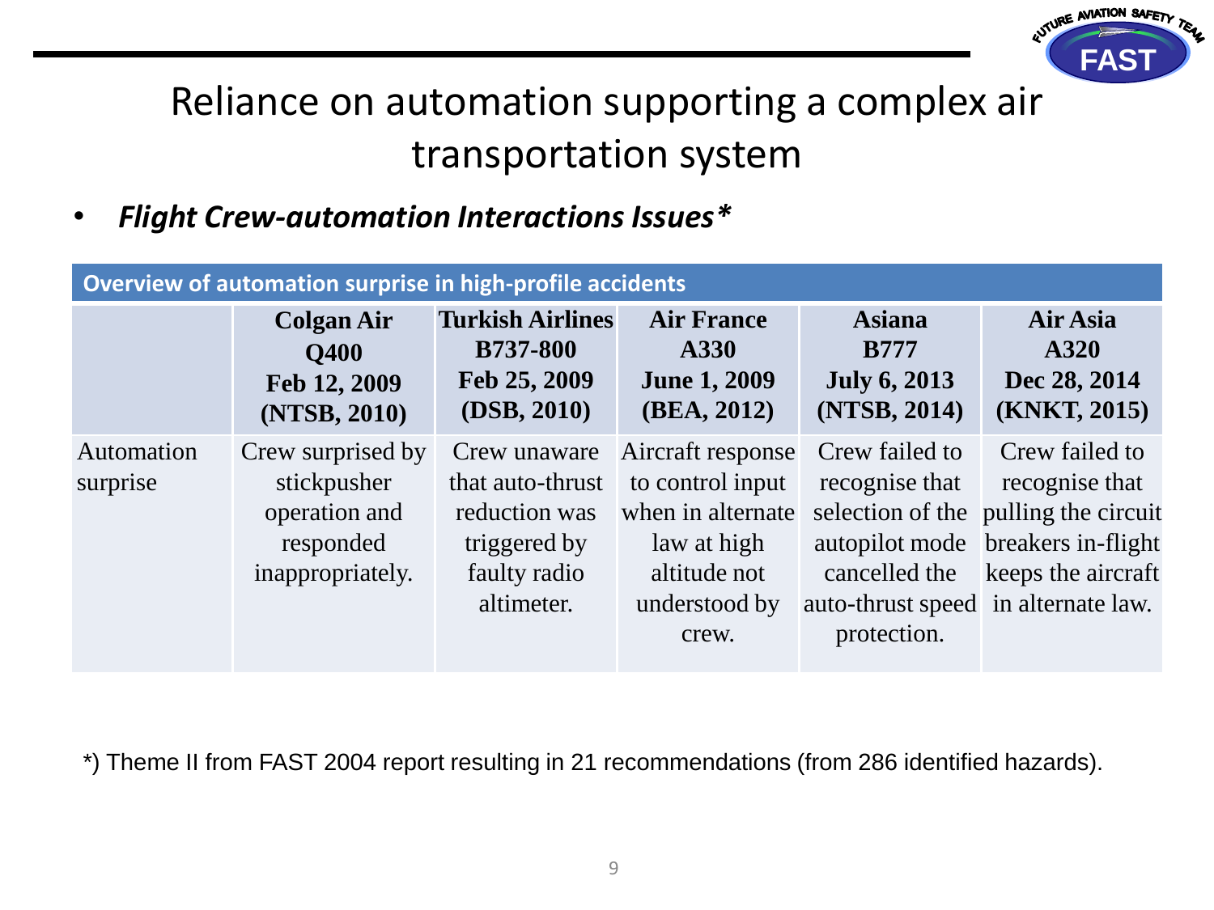# Reliance on automation supporting a complex air transportation system

- ***Flight Crew-automation Interactions Issues****

**Overview of automation surprise in high-profile accidents**

| | **Colgan Air Q400 Feb 12, 2009 (NTSB, 2010)** | **Turkish Airlines B737-800 Feb 25, 2009 (DSB, 2010)** | **Air France A330 June 1, 2009 (BEA, 2012)** | **Asiana B777 July 6, 2013 (NTSB, 2014)** | **Air Asia A320 Dec 28, 2014 (KNKT, 2015)** |
|---|---|---|---|---|---|
| Automation surprise | Crew surprised by stickpusher operation and responded inappropriately. | Crew unaware that auto-thrust reduction was triggered by faulty radio altimeter. | Aircraft response to control input when in alternate law at high altitude not understood by crew. | Crew failed to recognise that selection of the autopilot mode cancelled the auto-thrust speed protection. | Crew failed to recognise that pulling the circuit breakers in-flight keeps the aircraft in alternate law. |

*) Theme II from FAST 2004 report resulting in 21 recommendations (from 286 identified hazards).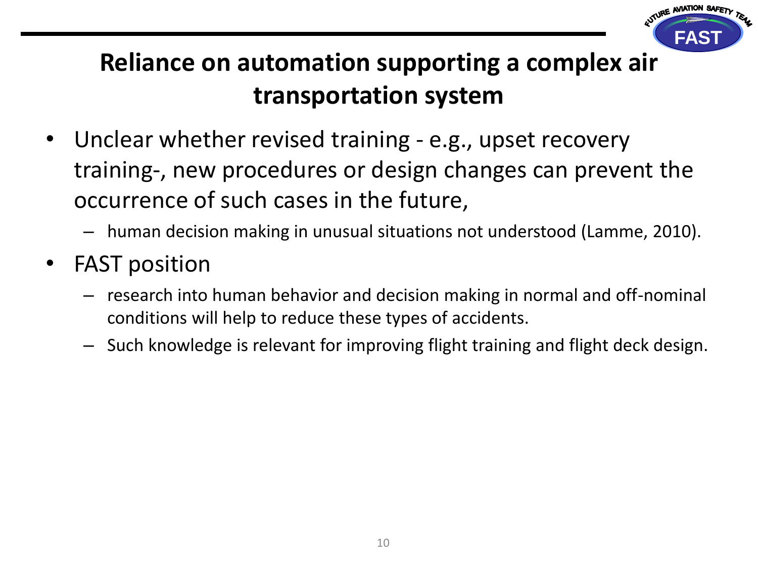# Reliance on automation supporting a complex air transportation system

- Unclear whether revised training - e.g., upset recovery training-, new procedures or design changes can prevent the occurrence of such cases in the future,
  - human decision making in unusual situations not understood (Lamme, 2010).
- FAST position
  - research into human behavior and decision making in normal and off-nominal conditions will help to reduce these types of accidents.
  - Such knowledge is relevant for improving flight training and flight deck design.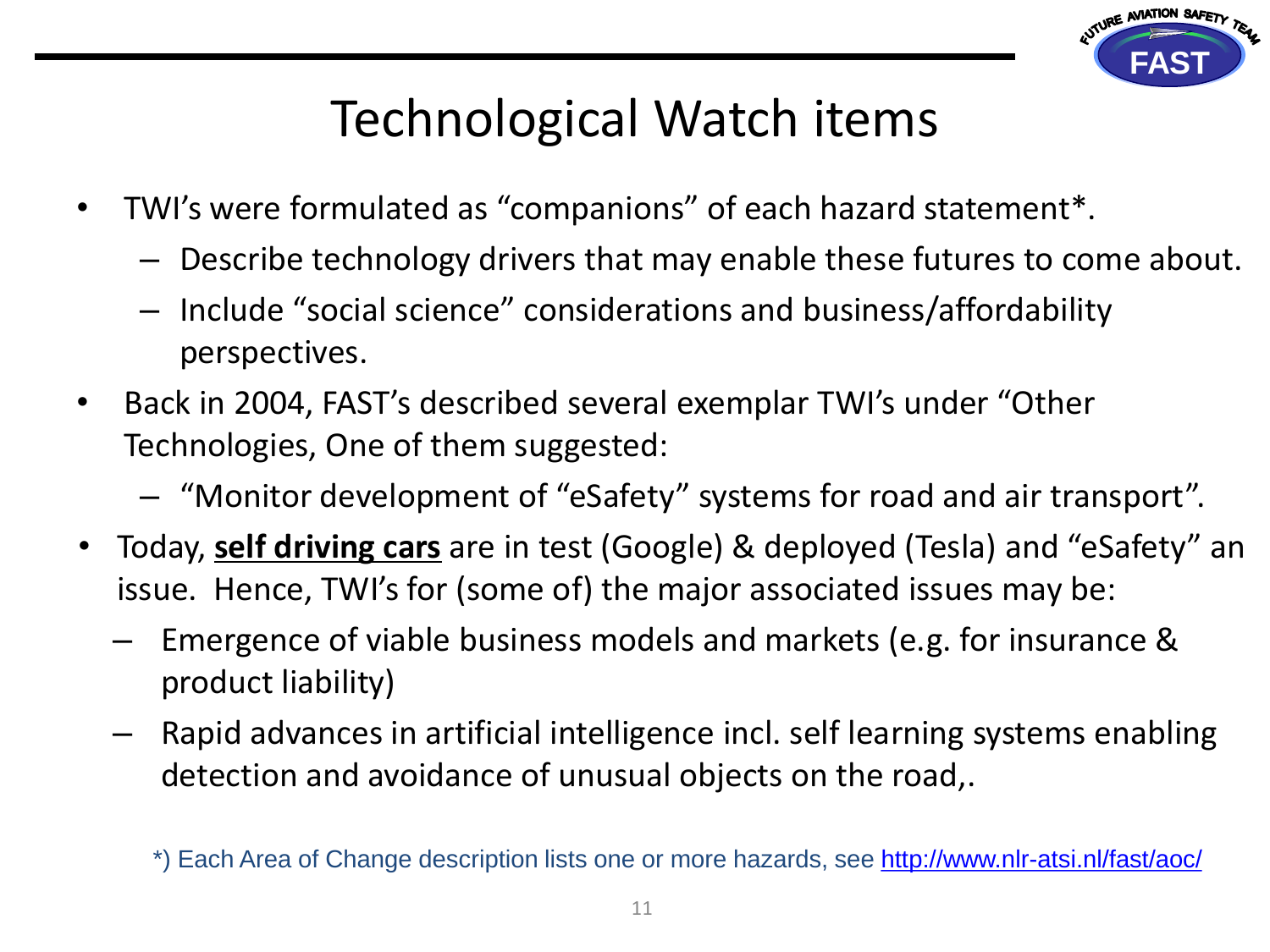# Technological Watch items

- TWI's were formulated as "companions" of each hazard statement*.
  - Describe technology drivers that may enable these futures to come about.
  - Include "social science" considerations and business/affordability perspectives.
- Back in 2004, FAST's described several exemplar TWI's under "Other Technologies, One of them suggested:
  - "Monitor development of "eSafety" systems for road and air transport".
- Today, **self driving cars** are in test (Google) & deployed (Tesla) and "eSafety" an issue. Hence, TWI's for (some of) the major associated issues may be:
  - Emergence of viable business models and markets (e.g. for insurance & product liability)
  - Rapid advances in artificial intelligence incl. self learning systems enabling detection and avoidance of unusual objects on the road,.

*) Each Area of Change description lists one or more hazards, see http://www.nlr-atsi.nl/fast/aoc/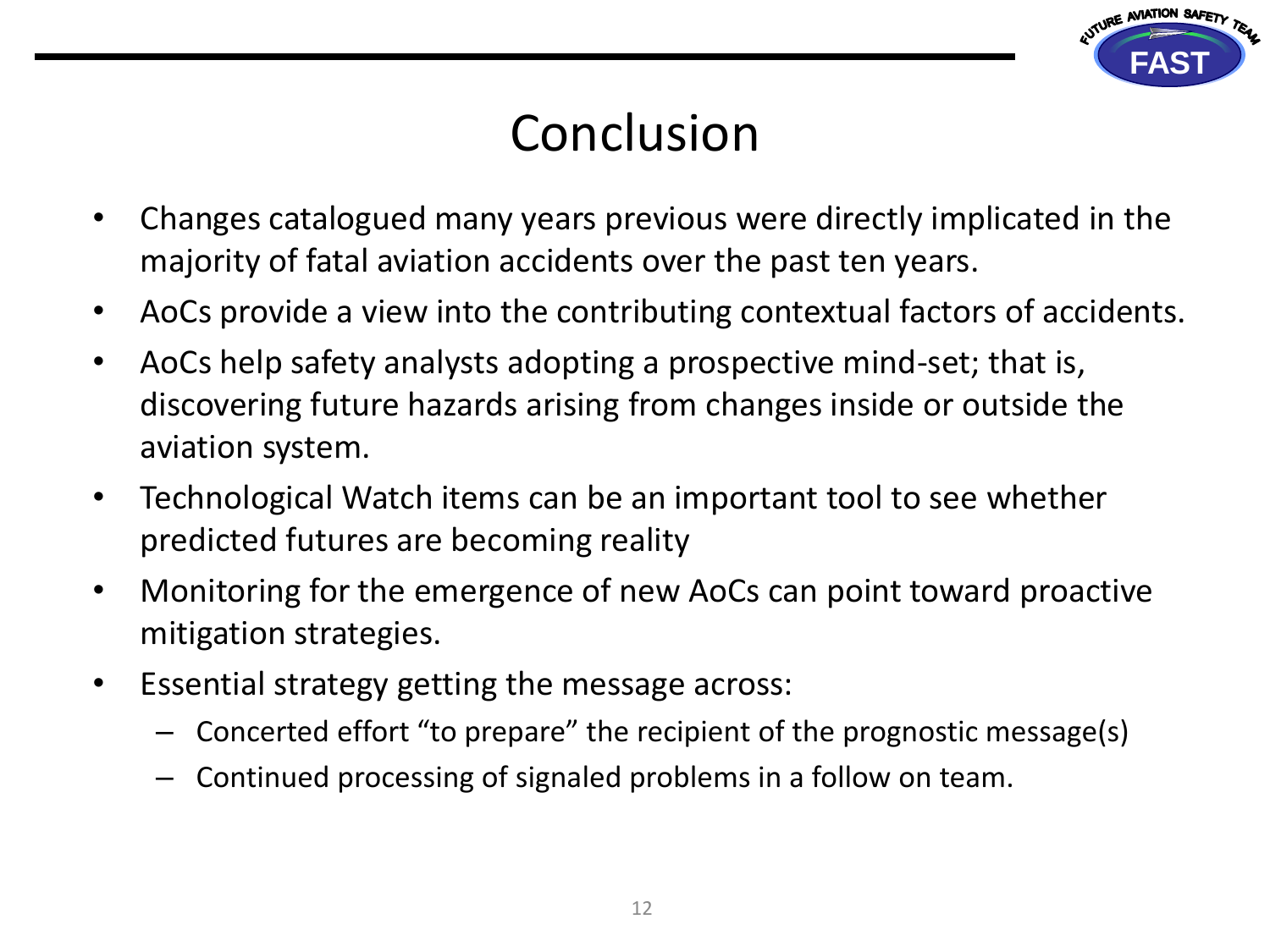# Conclusion

- Changes catalogued many years previous were directly implicated in the majority of fatal aviation accidents over the past ten years.
- AoCs provide a view into the contributing contextual factors of accidents.
- AoCs help safety analysts adopting a prospective mind-set; that is, discovering future hazards arising from changes inside or outside the aviation system.
- Technological Watch items can be an important tool to see whether predicted futures are becoming reality
- Monitoring for the emergence of new AoCs can point toward proactive mitigation strategies.
- Essential strategy getting the message across:
  - Concerted effort "to prepare" the recipient of the prognostic message(s)
  - Continued processing of signaled problems in a follow on team.